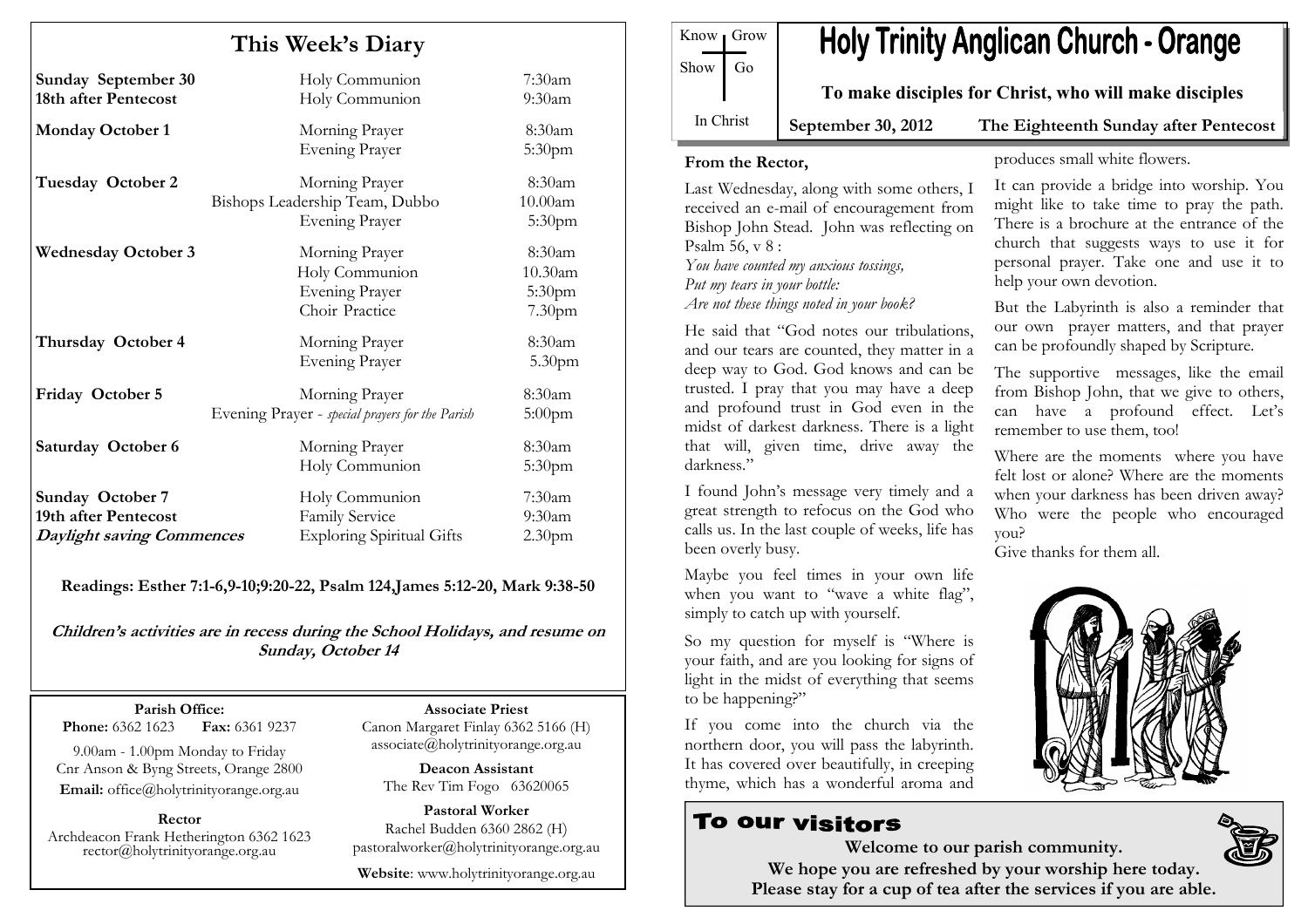## This Week's Diary

| | | |
|---|---|---|
| **Sunday September 30** | Holy Communion | 7:30am |
| **18th after Pentecost** | Holy Communion | 9:30am |
| **Monday October 1** | Morning Prayer | 8:30am |
| | Evening Prayer | 5:30pm |
| **Tuesday October 2** | Morning Prayer | 8:30am |
| | Bishops Leadership Team, Dubbo | 10.00am |
| | Evening Prayer | 5:30pm |
| **Wednesday October 3** | Morning Prayer | 8:30am |
| | Holy Communion | 10.30am |
| | Evening Prayer | 5:30pm |
| | Choir Practice | 7.30pm |
| **Thursday October 4** | Morning Prayer | 8:30am |
| | Evening Prayer | 5.30pm |
| **Friday October 5** | Morning Prayer | 8:30am |
| | Evening Prayer - *special prayers for the Parish* | 5:00pm |
| **Saturday October 6** | Morning Prayer | 8:30am |
| | Holy Communion | 5:30pm |
| **Sunday October 7** | Holy Communion | 7:30am |
| **19th after Pentecost** | Family Service | 9:30am |
| ***Daylight saving Commences*** | Exploring Spiritual Gifts | 2.30pm |

**Readings: Esther 7:1-6,9-10;9:20-22, Psalm 124,James 5:12-20, Mark 9:38-50**

***Children's activities are in recess during the School Holidays, and resume on Sunday, October 14***

**Parish Office:**
**Phone:** 6362 1623 **Fax:** 6361 9237
9.00am - 1.00pm Monday to Friday
Cnr Anson & Byng Streets, Orange 2800
**Email:** office@holytrinityorange.org.au

**Rector**
Archdeacon Frank Hetherington 6362 1623
rector@holytrinityorange.org.au

**Associate Priest**
Canon Margaret Finlay 6362 5166 (H)
associate@holytrinityorange.org.au

**Deacon Assistant**
The Rev Tim Fogo 63620065

**Pastoral Worker**
Rachel Budden 6360 2862 (H)
pastoralworker@holytrinityorange.org.au

**Website**: www.holytrinityorange.org.au

Know | Grow
Show | Go
In Christ

# Holy Trinity Anglican Church - Orange

**To make disciples for Christ, who will make disciples**

**September 30, 2012** **The Eighteenth Sunday after Pentecost**

### From the Rector,

Last Wednesday, along with some others, I received an e-mail of encouragement from Bishop John Stead. John was reflecting on Psalm 56, v 8 :

*You have counted my anxious tossings,*
*Put my tears in your bottle:*
*Are not these things noted in your book?*

He said that "God notes our tribulations, and our tears are counted, they matter in a deep way to God. God knows and can be trusted. I pray that you may have a deep and profound trust in God even in the midst of darkest darkness. There is a light that will, given time, drive away the darkness."

I found John's message very timely and a great strength to refocus on the God who calls us. In the last couple of weeks, life has been overly busy.

Maybe you feel times in your own life when you want to "wave a white flag", simply to catch up with yourself.

So my question for myself is "Where is your faith, and are you looking for signs of light in the midst of everything that seems to be happening?"

If you come into the church via the northern door, you will pass the labyrinth. It has covered over beautifully, in creeping thyme, which has a wonderful aroma and produces small white flowers.

It can provide a bridge into worship. You might like to take time to pray the path. There is a brochure at the entrance of the church that suggests ways to use it for personal prayer. Take one and use it to help your own devotion.

But the Labyrinth is also a reminder that our own prayer matters, and that prayer can be profoundly shaped by Scripture.

The supportive messages, like the email from Bishop John, that we give to others, can have a profound effect. Let's remember to use them, too!

Where are the moments where you have felt lost or alone? Where are the moments when your darkness has been driven away? Who were the people who encouraged you?
Give thanks for them all.

## To our visitors

**Welcome to our parish community.**
**We hope you are refreshed by your worship here today.**
**Please stay for a cup of tea after the services if you are able.**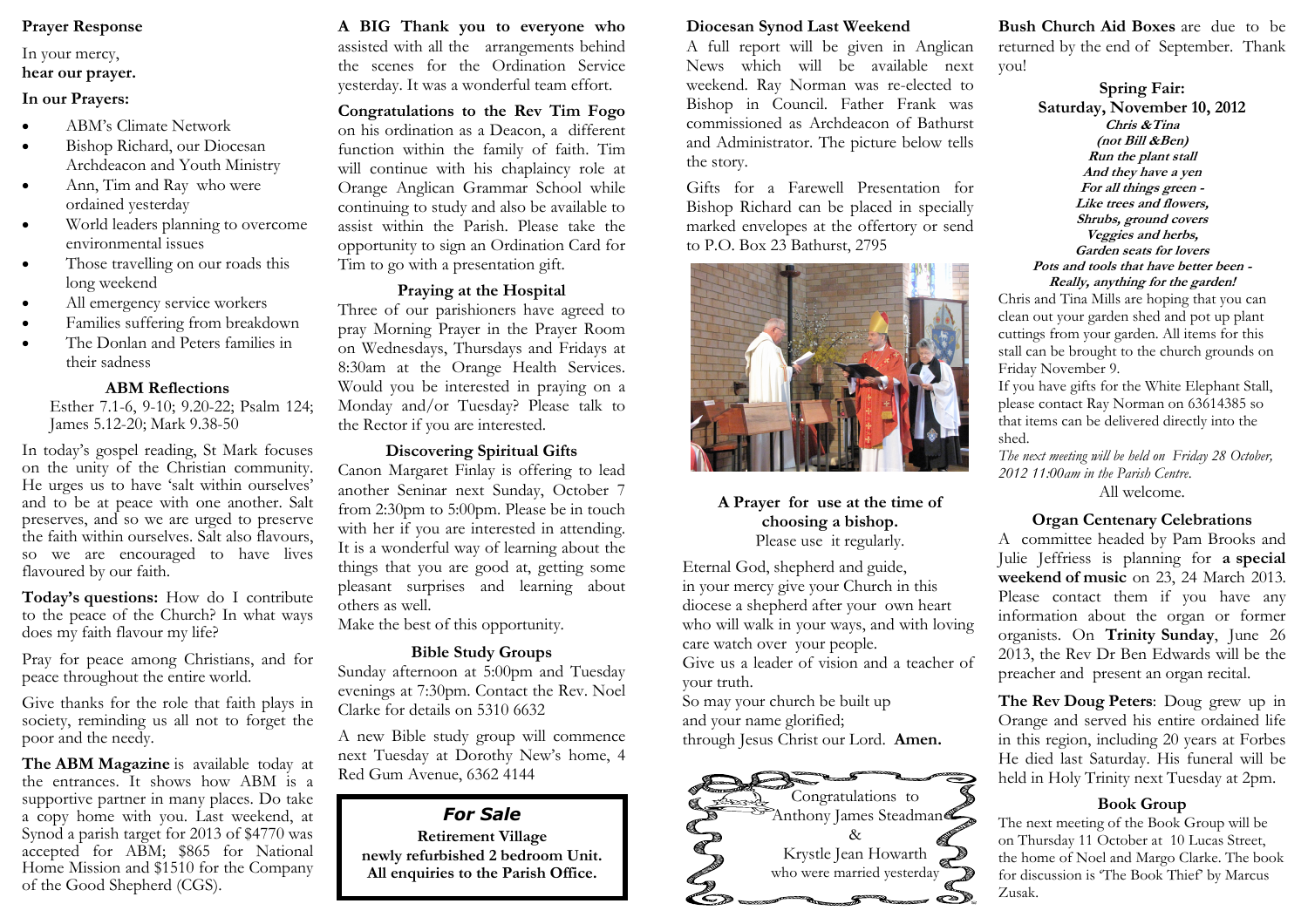**Prayer Response**

In your mercy,
**hear our prayer.**

**In our Prayers:**

- ABM's Climate Network
- Bishop Richard, our Diocesan Archdeacon and Youth Ministry
- Ann, Tim and Ray who were ordained yesterday
- World leaders planning to overcome environmental issues
- Those travelling on our roads this long weekend
- All emergency service workers
- Families suffering from breakdown
- The Donlan and Peters families in their sadness

**ABM Reflections**

Esther 7.1-6, 9-10; 9.20-22; Psalm 124; James 5.12-20; Mark 9.38-50

In today's gospel reading, St Mark focuses on the unity of the Christian community. He urges us to have 'salt within ourselves' and to be at peace with one another. Salt preserves, and so we are urged to preserve the faith within ourselves. Salt also flavours, so we are encouraged to have lives flavoured by our faith.

**Today's questions:** How do I contribute to the peace of the Church? In what ways does my faith flavour my life?

Pray for peace among Christians, and for peace throughout the entire world.

Give thanks for the role that faith plays in society, reminding us all not to forget the poor and the needy.

**The ABM Magazine** is available today at the entrances. It shows how ABM is a supportive partner in many places. Do take a copy home with you. Last weekend, at Synod a parish target for 2013 of $4770 was accepted for ABM; $865 for National Home Mission and $1510 for the Company of the Good Shepherd (CGS).

**A BIG Thank you to everyone who** assisted with all the arrangements behind the scenes for the Ordination Service yesterday. It was a wonderful team effort.

**Congratulations to the Rev Tim Fogo** on his ordination as a Deacon, a different function within the family of faith. Tim will continue with his chaplaincy role at Orange Anglican Grammar School while continuing to study and also be available to assist within the Parish. Please take the opportunity to sign an Ordination Card for Tim to go with a presentation gift.

**Praying at the Hospital**

Three of our parishioners have agreed to pray Morning Prayer in the Prayer Room on Wednesdays, Thursdays and Fridays at 8:30am at the Orange Health Services. Would you be interested in praying on a Monday and/or Tuesday? Please talk to the Rector if you are interested.

**Discovering Spiritual Gifts**

Canon Margaret Finlay is offering to lead another Seninar next Sunday, October 7 from 2:30pm to 5:00pm. Please be in touch with her if you are interested in attending. It is a wonderful way of learning about the things that you are good at, getting some pleasant surprises and learning about others as well.
Make the best of this opportunity.

**Bible Study Groups**

Sunday afternoon at 5:00pm and Tuesday evenings at 7:30pm. Contact the Rev. Noel Clarke for details on 5310 6632

A new Bible study group will commence next Tuesday at Dorothy New's home, 4 Red Gum Avenue, 6362 4144

***For Sale***
**Retirement Village**
**newly refurbished 2 bedroom Unit.**
**All enquiries to the Parish Office.**

**Diocesan Synod Last Weekend**

A full report will be given in Anglican News which will be available next weekend. Ray Norman was re-elected to Bishop in Council. Father Frank was commissioned as Archdeacon of Bathurst and Administrator. The picture below tells the story.

Gifts for a Farewell Presentation for Bishop Richard can be placed in specially marked envelopes at the offertory or send to P.O. Box 23 Bathurst, 2795

**A Prayer for use at the time of choosing a bishop.**
Please use it regularly.

Eternal God, shepherd and guide,
in your mercy give your Church in this diocese a shepherd after your own heart who will walk in your ways, and with loving care watch over your people.
Give us a leader of vision and a teacher of your truth.
So may your church be built up
and your name glorified;
through Jesus Christ our Lord. **Amen.**

Congratulations to
Anthony James Steadman
&
Krystle Jean Howarth
who were married yesterday

**Bush Church Aid Boxes** are due to be returned by the end of September. Thank you!

**Spring Fair:**
**Saturday, November 10, 2012**

***Chris & Tina***
***(not Bill & Ben)***
***Run the plant stall***
***And they have a yen***
***For all things green -***
***Like trees and flowers,***
***Shrubs, ground covers***
***Veggies and herbs,***
***Garden seats for lovers***
***Pots and tools that have better been -***
***Really, anything for the garden!***

Chris and Tina Mills are hoping that you can clean out your garden shed and pot up plant cuttings from your garden. All items for this stall can be brought to the church grounds on Friday November 9.

If you have gifts for the White Elephant Stall, please contact Ray Norman on 63614385 so that items can be delivered directly into the shed.

*The next meeting will be held on Friday 28 October, 2012 11:00am in the Parish Centre.*
All welcome.

**Organ Centenary Celebrations**

A committee headed by Pam Brooks and Julie Jeffriess is planning for **a special weekend of music** on 23, 24 March 2013. Please contact them if you have any information about the organ or former organists. On **Trinity Sunday**, June 26 2013, the Rev Dr Ben Edwards will be the preacher and present an organ recital.

**The Rev Doug Peters**: Doug grew up in Orange and served his entire ordained life in this region, including 20 years at Forbes He died last Saturday. His funeral will be held in Holy Trinity next Tuesday at 2pm.

**Book Group**

The next meeting of the Book Group will be on Thursday 11 October at 10 Lucas Street, the home of Noel and Margo Clarke. The book for discussion is 'The Book Thief' by Marcus Zusak.